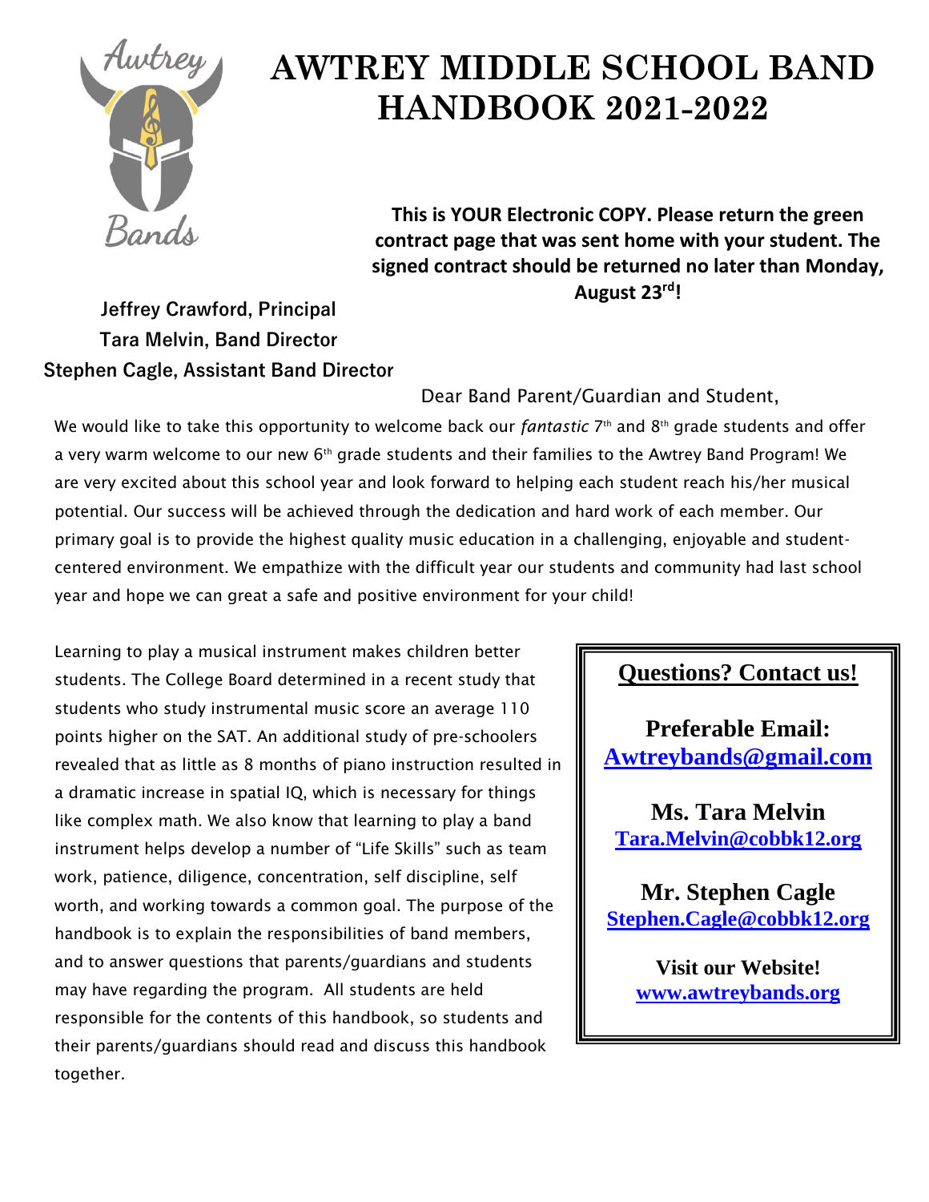# AWTREY MIDDLE SCHOOL BAND HANDBOOK 2021-2022

**This is YOUR Electronic COPY. Please return the green contract page that was sent home with your student. The signed contract should be returned no later than Monday, August 23rd!**

**Jeffrey Crawford, Principal**
**Tara Melvin, Band Director**
**Stephen Cagle, Assistant Band Director**

Dear Band Parent/Guardian and Student,

We would like to take this opportunity to welcome back our *fantastic* 7th and 8th grade students and offer a very warm welcome to our new 6th grade students and their families to the Awtrey Band Program! We are very excited about this school year and look forward to helping each student reach his/her musical potential. Our success will be achieved through the dedication and hard work of each member. Our primary goal is to provide the highest quality music education in a challenging, enjoyable and student-centered environment. We empathize with the difficult year our students and community had last school year and hope we can great a safe and positive environment for your child!

Learning to play a musical instrument makes children better students. The College Board determined in a recent study that students who study instrumental music score an average 110 points higher on the SAT. An additional study of pre-schoolers revealed that as little as 8 months of piano instruction resulted in a dramatic increase in spatial IQ, which is necessary for things like complex math. We also know that learning to play a band instrument helps develop a number of "Life Skills" such as team work, patience, diligence, concentration, self discipline, self worth, and working towards a common goal. The purpose of the handbook is to explain the responsibilities of band members, and to answer questions that parents/guardians and students may have regarding the program. All students are held responsible for the contents of this handbook, so students and their parents/guardians should read and discuss this handbook together.

**Questions? Contact us!**

**Preferable Email:**
**Awtreybands@gmail.com**

**Ms. Tara Melvin**
**Tara.Melvin@cobbk12.org**

**Mr. Stephen Cagle**
**Stephen.Cagle@cobbk12.org**

**Visit our Website!**
**www.awtreybands.org**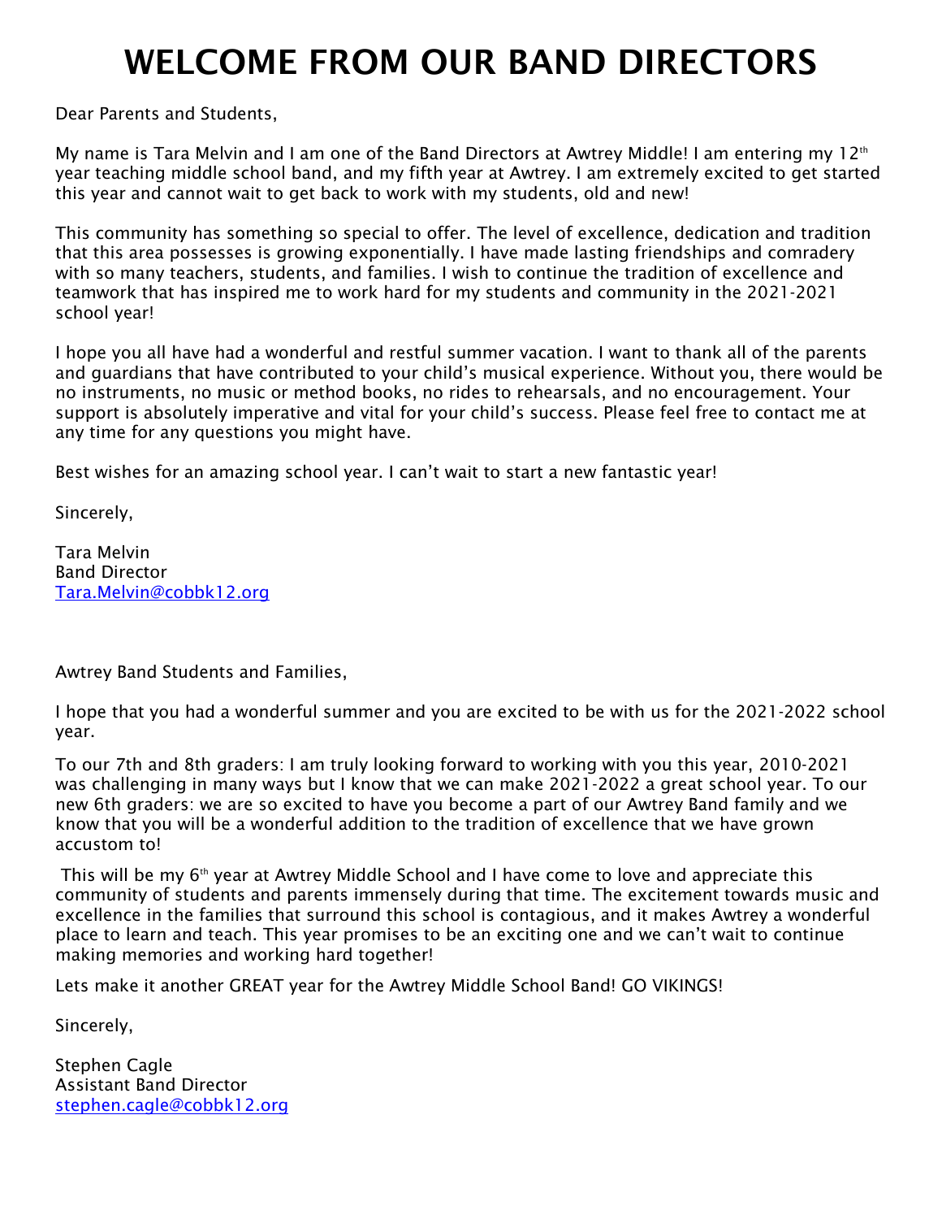# WELCOME FROM OUR BAND DIRECTORS

Dear Parents and Students,

My name is Tara Melvin and I am one of the Band Directors at Awtrey Middle! I am entering my 12th year teaching middle school band, and my fifth year at Awtrey. I am extremely excited to get started this year and cannot wait to get back to work with my students, old and new!

This community has something so special to offer. The level of excellence, dedication and tradition that this area possesses is growing exponentially. I have made lasting friendships and comradery with so many teachers, students, and families. I wish to continue the tradition of excellence and teamwork that has inspired me to work hard for my students and community in the 2021-2021 school year!

I hope you all have had a wonderful and restful summer vacation. I want to thank all of the parents and guardians that have contributed to your child's musical experience. Without you, there would be no instruments, no music or method books, no rides to rehearsals, and no encouragement. Your support is absolutely imperative and vital for your child's success. Please feel free to contact me at any time for any questions you might have.

Best wishes for an amazing school year. I can't wait to start a new fantastic year!

Sincerely,

Tara Melvin
Band Director
Tara.Melvin@cobbk12.org

Awtrey Band Students and Families,

I hope that you had a wonderful summer and you are excited to be with us for the 2021-2022 school year.

To our 7th and 8th graders: I am truly looking forward to working with you this year, 2010-2021 was challenging in many ways but I know that we can make 2021-2022 a great school year. To our new 6th graders: we are so excited to have you become a part of our Awtrey Band family and we know that you will be a wonderful addition to the tradition of excellence that we have grown accustom to!

This will be my 6th year at Awtrey Middle School and I have come to love and appreciate this community of students and parents immensely during that time. The excitement towards music and excellence in the families that surround this school is contagious, and it makes Awtrey a wonderful place to learn and teach. This year promises to be an exciting one and we can't wait to continue making memories and working hard together!

Lets make it another GREAT year for the Awtrey Middle School Band! GO VIKINGS!

Sincerely,

Stephen Cagle
Assistant Band Director
stephen.cagle@cobbk12.org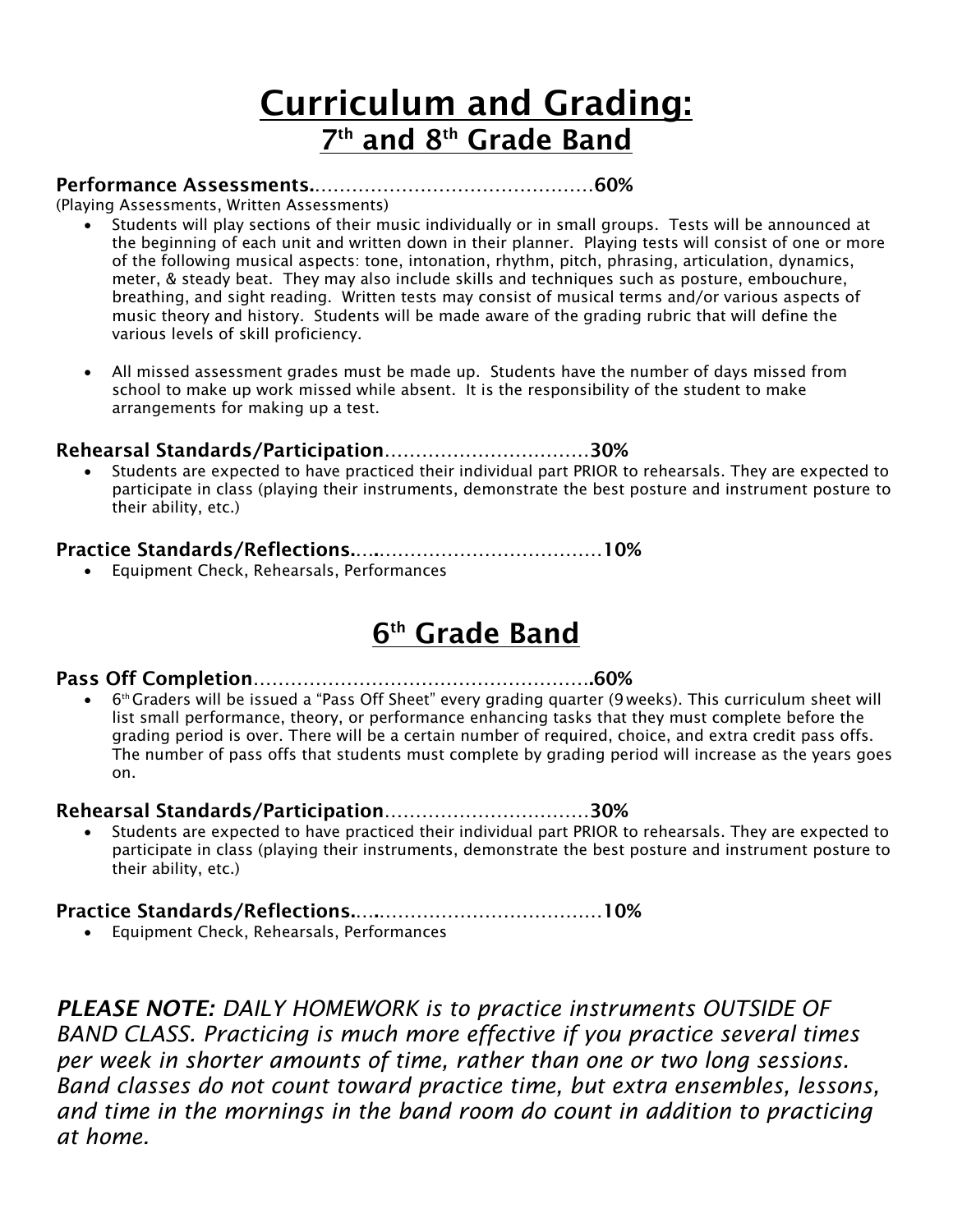# Curriculum and Grading:

## 7th and 8th Grade Band

**Performance Assessments.**……………………………………**60%**

(Playing Assessments, Written Assessments)

- Students will play sections of their music individually or in small groups. Tests will be announced at the beginning of each unit and written down in their planner. Playing tests will consist of one or more of the following musical aspects: tone, intonation, rhythm, pitch, phrasing, articulation, dynamics, meter, & steady beat. They may also include skills and techniques such as posture, embouchure, breathing, and sight reading. Written tests may consist of musical terms and/or various aspects of music theory and history. Students will be made aware of the grading rubric that will define the various levels of skill proficiency.

- All missed assessment grades must be made up. Students have the number of days missed from school to make up work missed while absent. It is the responsibility of the student to make arrangements for making up a test.

**Rehearsal Standards/Participation**……………………………**30%**

- Students are expected to have practiced their individual part PRIOR to rehearsals. They are expected to participate in class (playing their instruments, demonstrate the best posture and instrument posture to their ability, etc.)

**Practice Standards/Reflections.**….……………………………**10%**

- Equipment Check, Rehearsals, Performances

## 6th Grade Band

**Pass Off Completion**……………………………………………**.60%**

- 6th Graders will be issued a "Pass Off Sheet" every grading quarter (9 weeks). This curriculum sheet will list small performance, theory, or performance enhancing tasks that they must complete before the grading period is over. There will be a certain number of required, choice, and extra credit pass offs. The number of pass offs that students must complete by grading period will increase as the years goes on.

**Rehearsal Standards/Participation**……………………………**30%**

- Students are expected to have practiced their individual part PRIOR to rehearsals. They are expected to participate in class (playing their instruments, demonstrate the best posture and instrument posture to their ability, etc.)

**Practice Standards/Reflections.**….……………………………**10%**

- Equipment Check, Rehearsals, Performances

***PLEASE NOTE:*** *DAILY HOMEWORK is to practice instruments OUTSIDE OF BAND CLASS. Practicing is much more effective if you practice several times per week in shorter amounts of time, rather than one or two long sessions. Band classes do not count toward practice time, but extra ensembles, lessons, and time in the mornings in the band room do count in addition to practicing at home.*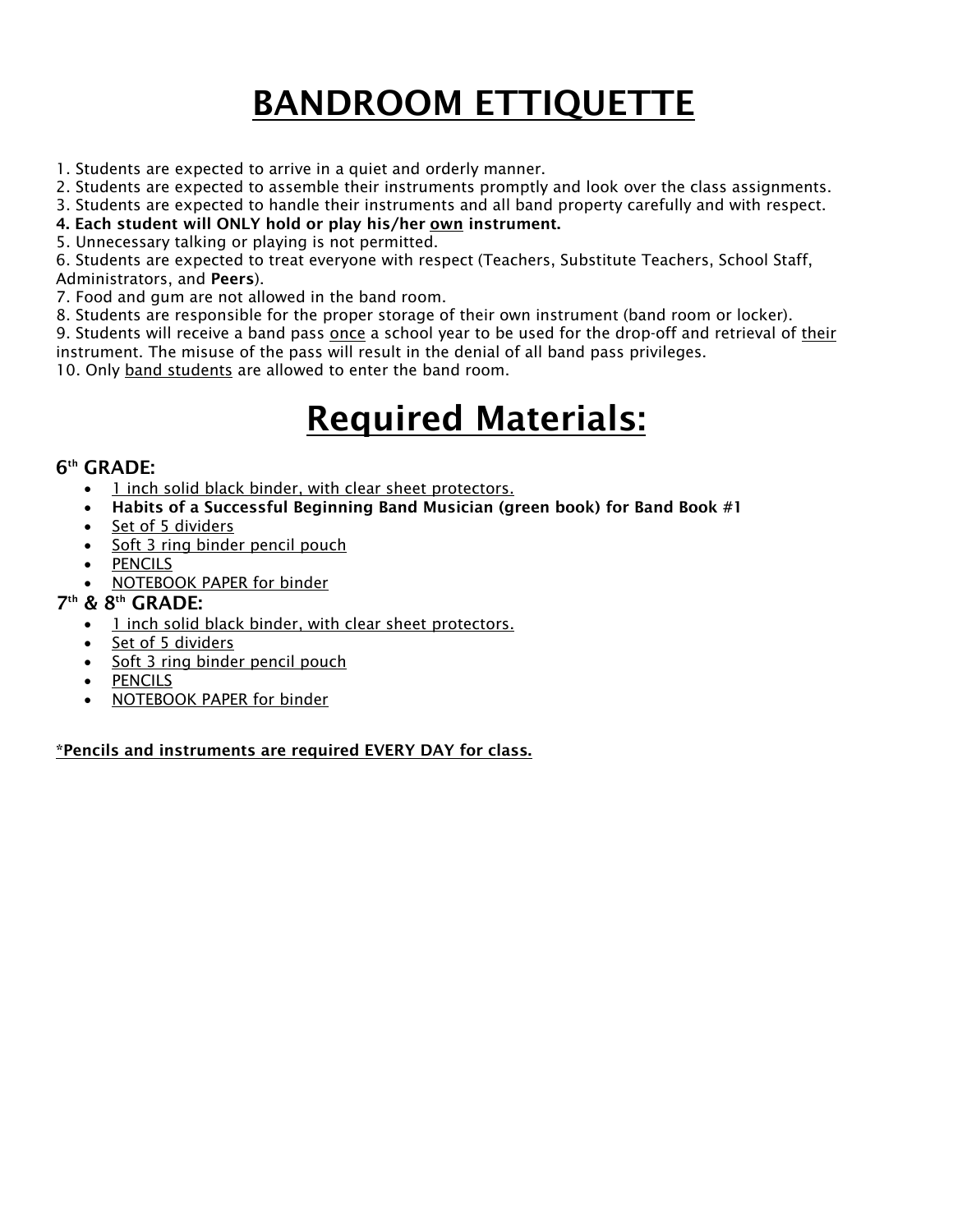# BANDROOM ETTIQUETTE

1. Students are expected to arrive in a quiet and orderly manner.
2. Students are expected to assemble their instruments promptly and look over the class assignments.
3. Students are expected to handle their instruments and all band property carefully and with respect.
4. **Each student will ONLY hold or play his/her own instrument.**
5. Unnecessary talking or playing is not permitted.
6. Students are expected to treat everyone with respect (Teachers, Substitute Teachers, School Staff, Administrators, and **Peers**).
7. Food and gum are not allowed in the band room.
8. Students are responsible for the proper storage of their own instrument (band room or locker).
9. Students will receive a band pass once a school year to be used for the drop-off and retrieval of their instrument. The misuse of the pass will result in the denial of all band pass privileges.
10. Only band students are allowed to enter the band room.

# Required Materials:

### 6th GRADE:

- 1 inch solid black binder, with clear sheet protectors.
- **Habits of a Successful Beginning Band Musician (green book) for Band Book #1**
- Set of 5 dividers
- Soft 3 ring binder pencil pouch
- PENCILS
- NOTEBOOK PAPER for binder

### 7th & 8th GRADE:

- 1 inch solid black binder, with clear sheet protectors.
- Set of 5 dividers
- Soft 3 ring binder pencil pouch
- PENCILS
- NOTEBOOK PAPER for binder

**\*Pencils and instruments are required EVERY DAY for class.**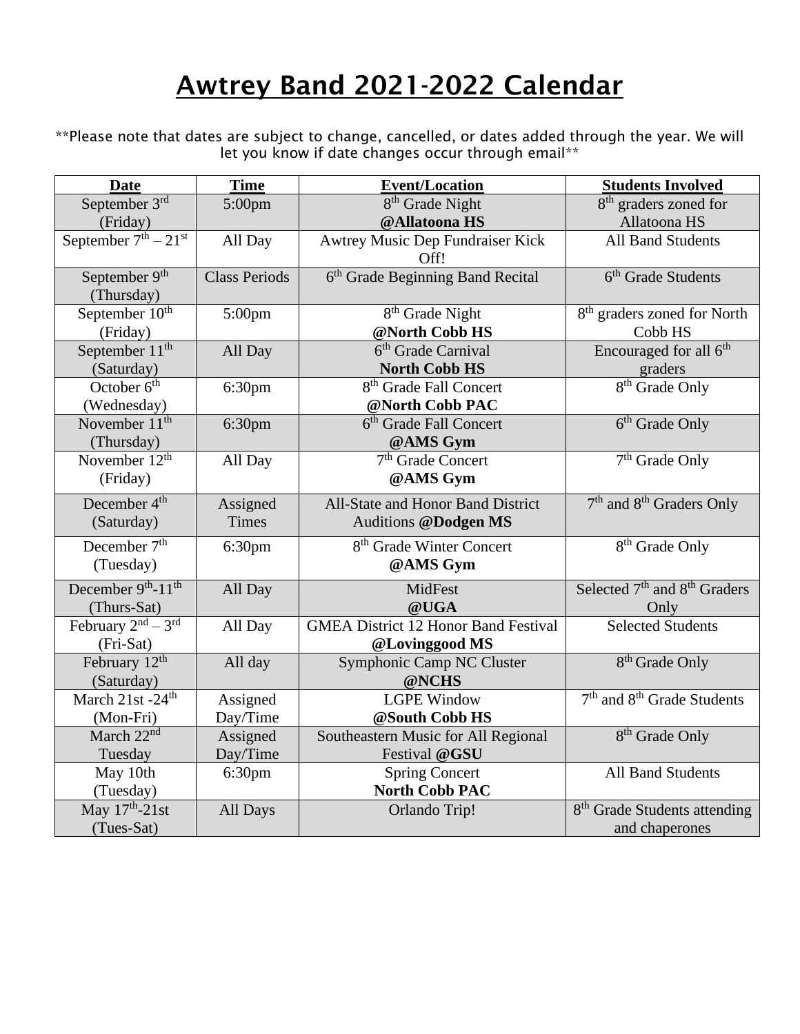# Awtrey Band 2021-2022 Calendar

**Please note that dates are subject to change, cancelled, or dates added through the year. We will let you know if date changes occur through email**

| Date | Time | Event/Location | Students Involved |
|---|---|---|---|
| September 3rd (Friday) | 5:00pm | 8th Grade Night **@Allatoona HS** | 8th graders zoned for Allatoona HS |
| September 7th – 21st | All Day | Awtrey Music Dep Fundraiser Kick Off! | All Band Students |
| September 9th (Thursday) | Class Periods | 6th Grade Beginning Band Recital | 6th Grade Students |
| September 10th (Friday) | 5:00pm | 8th Grade Night **@North Cobb HS** | 8th graders zoned for North Cobb HS |
| September 11th (Saturday) | All Day | 6th Grade Carnival **North Cobb HS** | Encouraged for all 6th graders |
| October 6th (Wednesday) | 6:30pm | 8th Grade Fall Concert **@North Cobb PAC** | 8th Grade Only |
| November 11th (Thursday) | 6:30pm | 6th Grade Fall Concert **@AMS Gym** | 6th Grade Only |
| November 12th (Friday) | All Day | 7th Grade Concert **@AMS Gym** | 7th Grade Only |
| December 4th (Saturday) | Assigned Times | All-State and Honor Band District Auditions **@Dodgen MS** | 7th and 8th Graders Only |
| December 7th (Tuesday) | 6:30pm | 8th Grade Winter Concert **@AMS Gym** | 8th Grade Only |
| December 9th-11th (Thurs-Sat) | All Day | MidFest **@UGA** | Selected 7th and 8th Graders Only |
| February 2nd – 3rd (Fri-Sat) | All Day | GMEA District 12 Honor Band Festival **@Lovinggood MS** | Selected Students |
| February 12th (Saturday) | All day | Symphonic Camp NC Cluster **@NCHS** | 8th Grade Only |
| March 21st -24th (Mon-Fri) | Assigned Day/Time | LGPE Window **@South Cobb HS** | 7th and 8th Grade Students |
| March 22nd Tuesday | Assigned Day/Time | Southeastern Music for All Regional Festival **@GSU** | 8th Grade Only |
| May 10th (Tuesday) | 6:30pm | Spring Concert **North Cobb PAC** | All Band Students |
| May 17th-21st (Tues-Sat) | All Days | Orlando Trip! | 8th Grade Students attending and chaperones |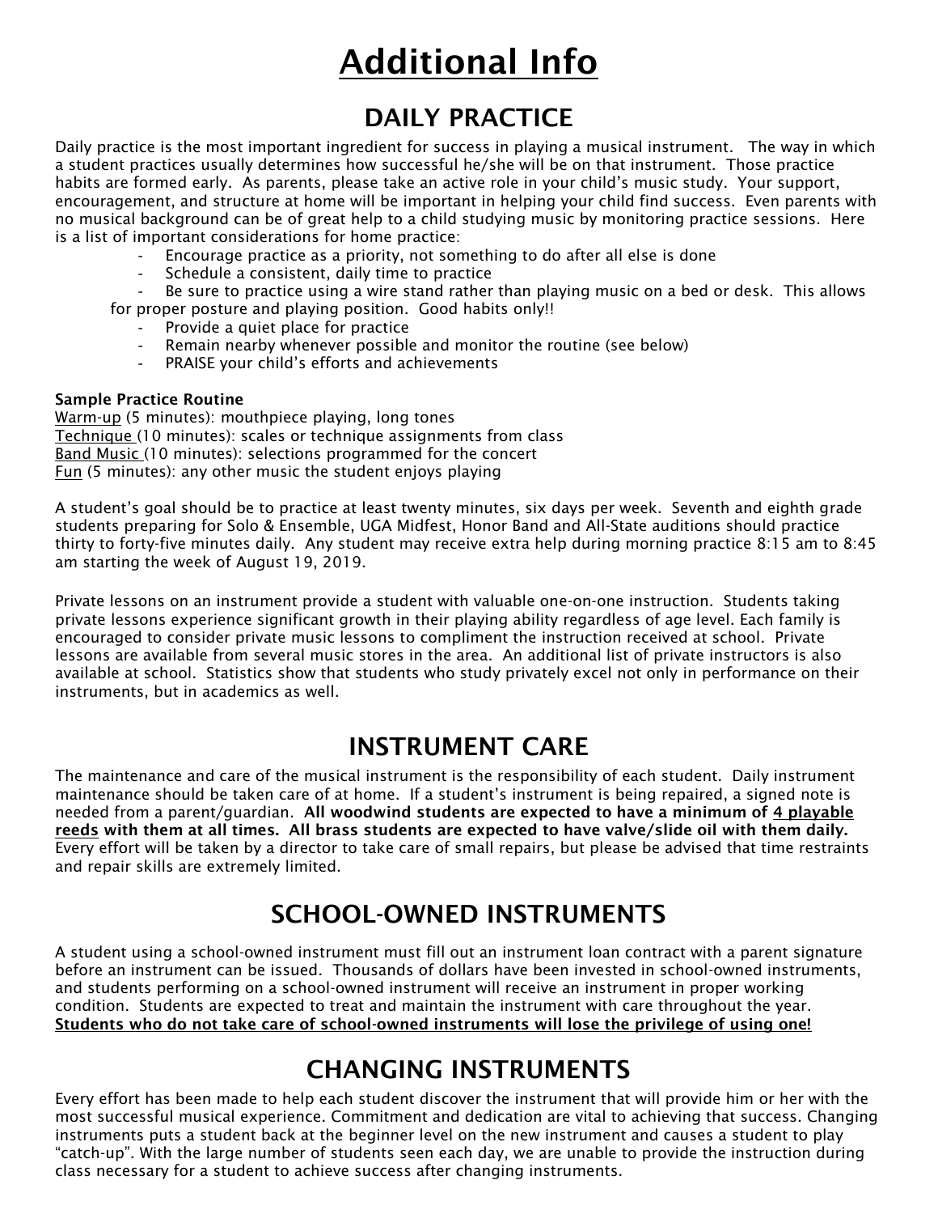# Additional Info

## DAILY PRACTICE

Daily practice is the most important ingredient for success in playing a musical instrument. The way in which a student practices usually determines how successful he/she will be on that instrument. Those practice habits are formed early. As parents, please take an active role in your child's music study. Your support, encouragement, and structure at home will be important in helping your child find success. Even parents with no musical background can be of great help to a child studying music by monitoring practice sessions. Here is a list of important considerations for home practice:

- Encourage practice as a priority, not something to do after all else is done
- Schedule a consistent, daily time to practice
- Be sure to practice using a wire stand rather than playing music on a bed or desk. This allows for proper posture and playing position. Good habits only!!
- Provide a quiet place for practice
- Remain nearby whenever possible and monitor the routine (see below)
- PRAISE your child's efforts and achievements

**Sample Practice Routine**

<u>Warm-up</u> (5 minutes): mouthpiece playing, long tones
<u>Technique</u> (10 minutes): scales or technique assignments from class
<u>Band Music</u> (10 minutes): selections programmed for the concert
<u>Fun</u> (5 minutes): any other music the student enjoys playing

A student's goal should be to practice at least twenty minutes, six days per week. Seventh and eighth grade students preparing for Solo & Ensemble, UGA Midfest, Honor Band and All-State auditions should practice thirty to forty-five minutes daily. Any student may receive extra help during morning practice 8:15 am to 8:45 am starting the week of August 19, 2019.

Private lessons on an instrument provide a student with valuable one-on-one instruction. Students taking private lessons experience significant growth in their playing ability regardless of age level. Each family is encouraged to consider private music lessons to compliment the instruction received at school. Private lessons are available from several music stores in the area. An additional list of private instructors is also available at school. Statistics show that students who study privately excel not only in performance on their instruments, but in academics as well.

## INSTRUMENT CARE

The maintenance and care of the musical instrument is the responsibility of each student. Daily instrument maintenance should be taken care of at home. If a student's instrument is being repaired, a signed note is needed from a parent/guardian. **All woodwind students are expected to have a minimum of <u>4 playable reeds</u> with them at all times. All brass students are expected to have valve/slide oil with them daily.** Every effort will be taken by a director to take care of small repairs, but please be advised that time restraints and repair skills are extremely limited.

## SCHOOL-OWNED INSTRUMENTS

A student using a school-owned instrument must fill out an instrument loan contract with a parent signature before an instrument can be issued. Thousands of dollars have been invested in school-owned instruments, and students performing on a school-owned instrument will receive an instrument in proper working condition. Students are expected to treat and maintain the instrument with care throughout the year. **<u>Students who do not take care of school-owned instruments will lose the privilege of using one!</u>**

## CHANGING INSTRUMENTS

Every effort has been made to help each student discover the instrument that will provide him or her with the most successful musical experience. Commitment and dedication are vital to achieving that success. Changing instruments puts a student back at the beginner level on the new instrument and causes a student to play "catch-up". With the large number of students seen each day, we are unable to provide the instruction during class necessary for a student to achieve success after changing instruments.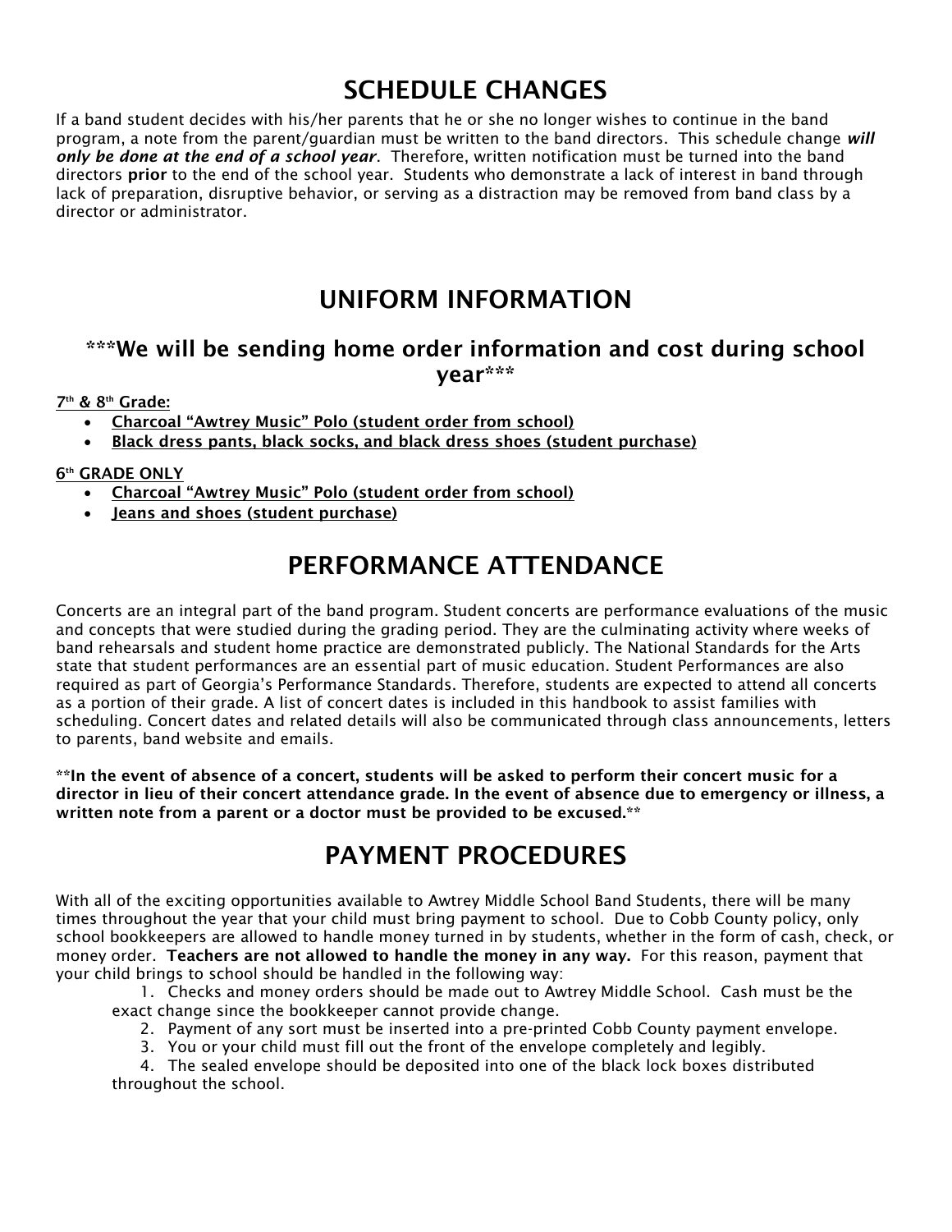# SCHEDULE CHANGES

If a band student decides with his/her parents that he or she no longer wishes to continue in the band program, a note from the parent/guardian must be written to the band directors. This schedule change ***will only be done at the end of a school year***. Therefore, written notification must be turned into the band directors **prior** to the end of the school year. Students who demonstrate a lack of interest in band through lack of preparation, disruptive behavior, or serving as a distraction may be removed from band class by a director or administrator.

# UNIFORM INFORMATION

### ***We will be sending home order information and cost during school year***

**7th & 8th Grade:**

- **Charcoal "Awtrey Music" Polo (student order from school)**
- **Black dress pants, black socks, and black dress shoes (student purchase)**

**6th GRADE ONLY**

- **Charcoal "Awtrey Music" Polo (student order from school)**
- **Jeans and shoes (student purchase)**

# PERFORMANCE ATTENDANCE

Concerts are an integral part of the band program. Student concerts are performance evaluations of the music and concepts that were studied during the grading period. They are the culminating activity where weeks of band rehearsals and student home practice are demonstrated publicly. The National Standards for the Arts state that student performances are an essential part of music education. Student Performances are also required as part of Georgia's Performance Standards. Therefore, students are expected to attend all concerts as a portion of their grade. A list of concert dates is included in this handbook to assist families with scheduling. Concert dates and related details will also be communicated through class announcements, letters to parents, band website and emails.

****In the event of absence of a concert, students will be asked to perform their concert music for a director in lieu of their concert attendance grade. In the event of absence due to emergency or illness, a written note from a parent or a doctor must be provided to be excused.****

# PAYMENT PROCEDURES

With all of the exciting opportunities available to Awtrey Middle School Band Students, there will be many times throughout the year that your child must bring payment to school. Due to Cobb County policy, only school bookkeepers are allowed to handle money turned in by students, whether in the form of cash, check, or money order. **Teachers are not allowed to handle the money in any way.** For this reason, payment that your child brings to school should be handled in the following way:

1. Checks and money orders should be made out to Awtrey Middle School. Cash must be the exact change since the bookkeeper cannot provide change.
2. Payment of any sort must be inserted into a pre-printed Cobb County payment envelope.
3. You or your child must fill out the front of the envelope completely and legibly.
4. The sealed envelope should be deposited into one of the black lock boxes distributed throughout the school.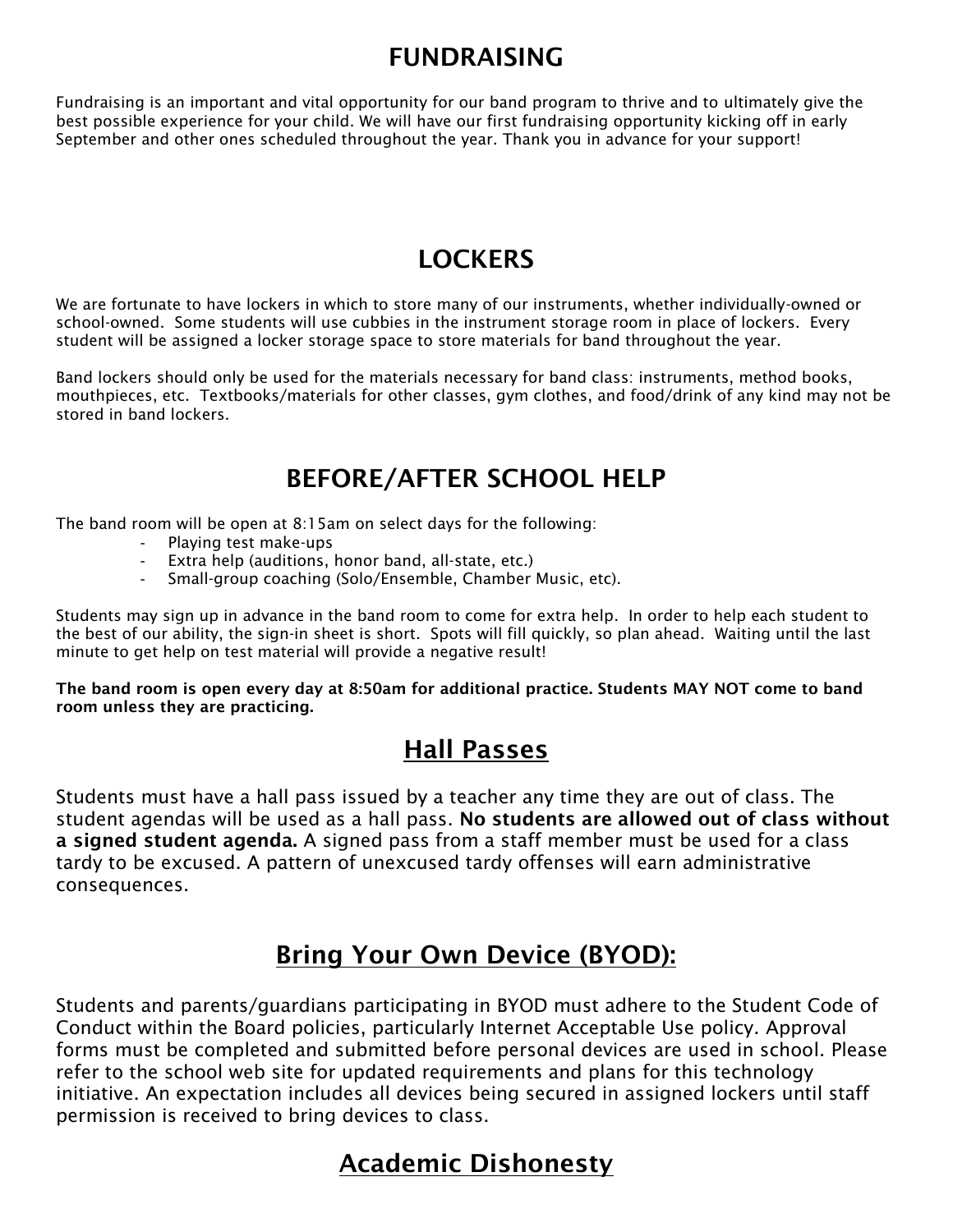## FUNDRAISING

Fundraising is an important and vital opportunity for our band program to thrive and to ultimately give the best possible experience for your child. We will have our first fundraising opportunity kicking off in early September and other ones scheduled throughout the year. Thank you in advance for your support!

## LOCKERS

We are fortunate to have lockers in which to store many of our instruments, whether individually-owned or school-owned. Some students will use cubbies in the instrument storage room in place of lockers. Every student will be assigned a locker storage space to store materials for band throughout the year.

Band lockers should only be used for the materials necessary for band class: instruments, method books, mouthpieces, etc. Textbooks/materials for other classes, gym clothes, and food/drink of any kind may not be stored in band lockers.

## BEFORE/AFTER SCHOOL HELP

The band room will be open at 8:15am on select days for the following:

- Playing test make-ups
- Extra help (auditions, honor band, all-state, etc.)
- Small-group coaching (Solo/Ensemble, Chamber Music, etc).

Students may sign up in advance in the band room to come for extra help. In order to help each student to the best of our ability, the sign-in sheet is short. Spots will fill quickly, so plan ahead. Waiting until the last minute to get help on test material will provide a negative result!

**The band room is open every day at 8:50am for additional practice. Students MAY NOT come to band room unless they are practicing.**

## Hall Passes

Students must have a hall pass issued by a teacher any time they are out of class. The student agendas will be used as a hall pass. **No students are allowed out of class without a signed student agenda.** A signed pass from a staff member must be used for a class tardy to be excused. A pattern of unexcused tardy offenses will earn administrative consequences.

## Bring Your Own Device (BYOD):

Students and parents/guardians participating in BYOD must adhere to the Student Code of Conduct within the Board policies, particularly Internet Acceptable Use policy. Approval forms must be completed and submitted before personal devices are used in school. Please refer to the school web site for updated requirements and plans for this technology initiative. An expectation includes all devices being secured in assigned lockers until staff permission is received to bring devices to class.

## Academic Dishonesty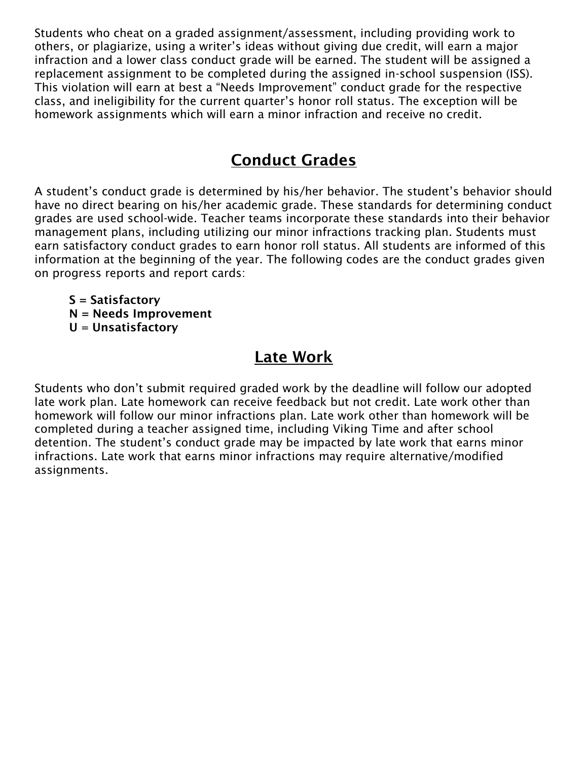Students who cheat on a graded assignment/assessment, including providing work to others, or plagiarize, using a writer's ideas without giving due credit, will earn a major infraction and a lower class conduct grade will be earned. The student will be assigned a replacement assignment to be completed during the assigned in-school suspension (ISS). This violation will earn at best a "Needs Improvement" conduct grade for the respective class, and ineligibility for the current quarter's honor roll status. The exception will be homework assignments which will earn a minor infraction and receive no credit.

## Conduct Grades

A student's conduct grade is determined by his/her behavior. The student's behavior should have no direct bearing on his/her academic grade. These standards for determining conduct grades are used school-wide. Teacher teams incorporate these standards into their behavior management plans, including utilizing our minor infractions tracking plan. Students must earn satisfactory conduct grades to earn honor roll status. All students are informed of this information at the beginning of the year. The following codes are the conduct grades given on progress reports and report cards:

**S = Satisfactory**
**N = Needs Improvement**
**U = Unsatisfactory**

## Late Work

Students who don't submit required graded work by the deadline will follow our adopted late work plan. Late homework can receive feedback but not credit. Late work other than homework will follow our minor infractions plan. Late work other than homework will be completed during a teacher assigned time, including Viking Time and after school detention. The student's conduct grade may be impacted by late work that earns minor infractions. Late work that earns minor infractions may require alternative/modified assignments.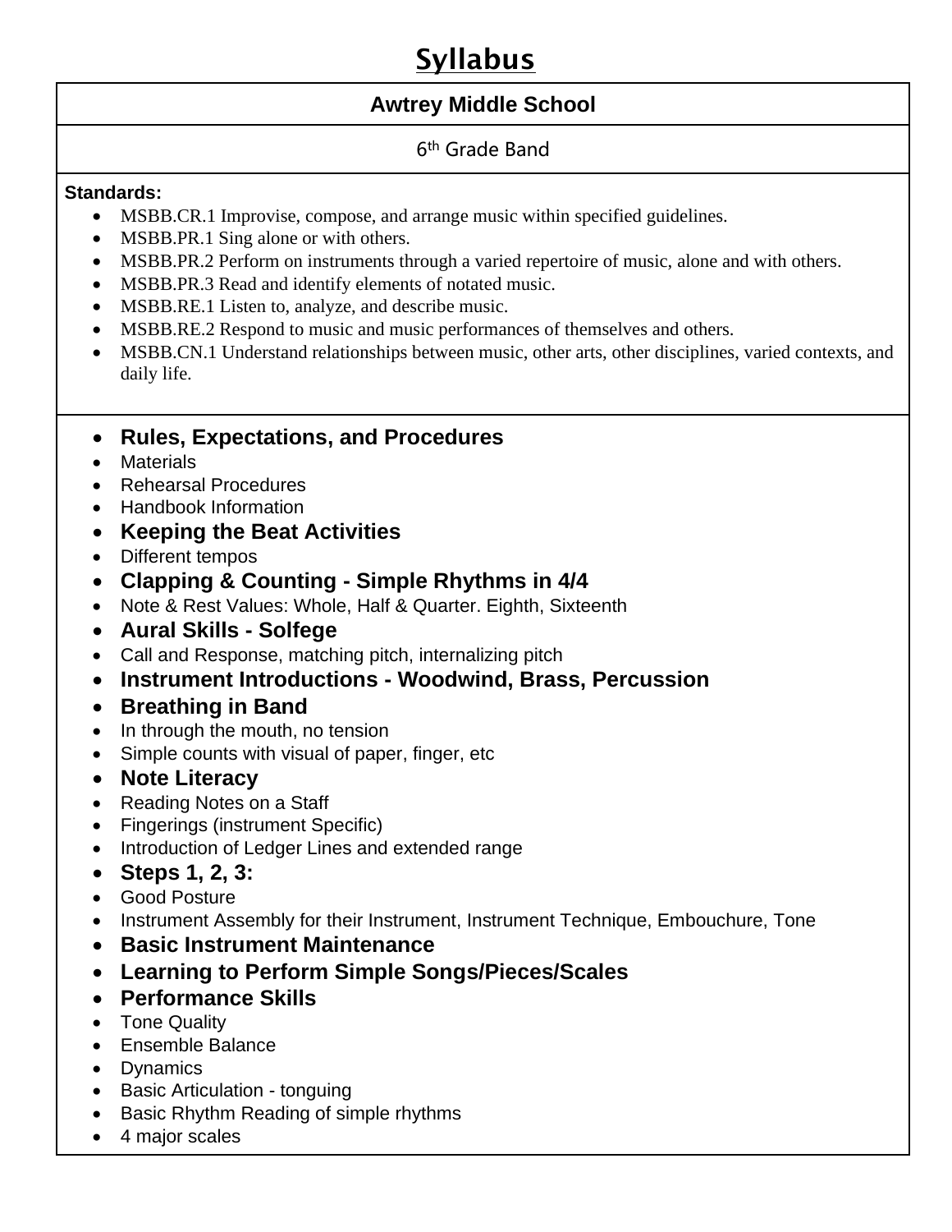# Syllabus

## Awtrey Middle School

6th Grade Band

**Standards:**

- MSBB.CR.1 Improvise, compose, and arrange music within specified guidelines.
- MSBB.PR.1 Sing alone or with others.
- MSBB.PR.2 Perform on instruments through a varied repertoire of music, alone and with others.
- MSBB.PR.3 Read and identify elements of notated music.
- MSBB.RE.1 Listen to, analyze, and describe music.
- MSBB.RE.2 Respond to music and music performances of themselves and others.
- MSBB.CN.1 Understand relationships between music, other arts, other disciplines, varied contexts, and daily life.

- **Rules, Expectations, and Procedures**
- Materials
- Rehearsal Procedures
- Handbook Information
- **Keeping the Beat Activities**
- Different tempos
- **Clapping & Counting - Simple Rhythms in 4/4**
- Note & Rest Values: Whole, Half & Quarter. Eighth, Sixteenth
- **Aural Skills - Solfege**
- Call and Response, matching pitch, internalizing pitch
- **Instrument Introductions - Woodwind, Brass, Percussion**
- **Breathing in Band**
- In through the mouth, no tension
- Simple counts with visual of paper, finger, etc
- **Note Literacy**
- Reading Notes on a Staff
- Fingerings (instrument Specific)
- Introduction of Ledger Lines and extended range
- **Steps 1, 2, 3:**
- Good Posture
- Instrument Assembly for their Instrument, Instrument Technique, Embouchure, Tone
- **Basic Instrument Maintenance**
- **Learning to Perform Simple Songs/Pieces/Scales**
- **Performance Skills**
- Tone Quality
- Ensemble Balance
- Dynamics
- Basic Articulation - tonguing
- Basic Rhythm Reading of simple rhythms
- 4 major scales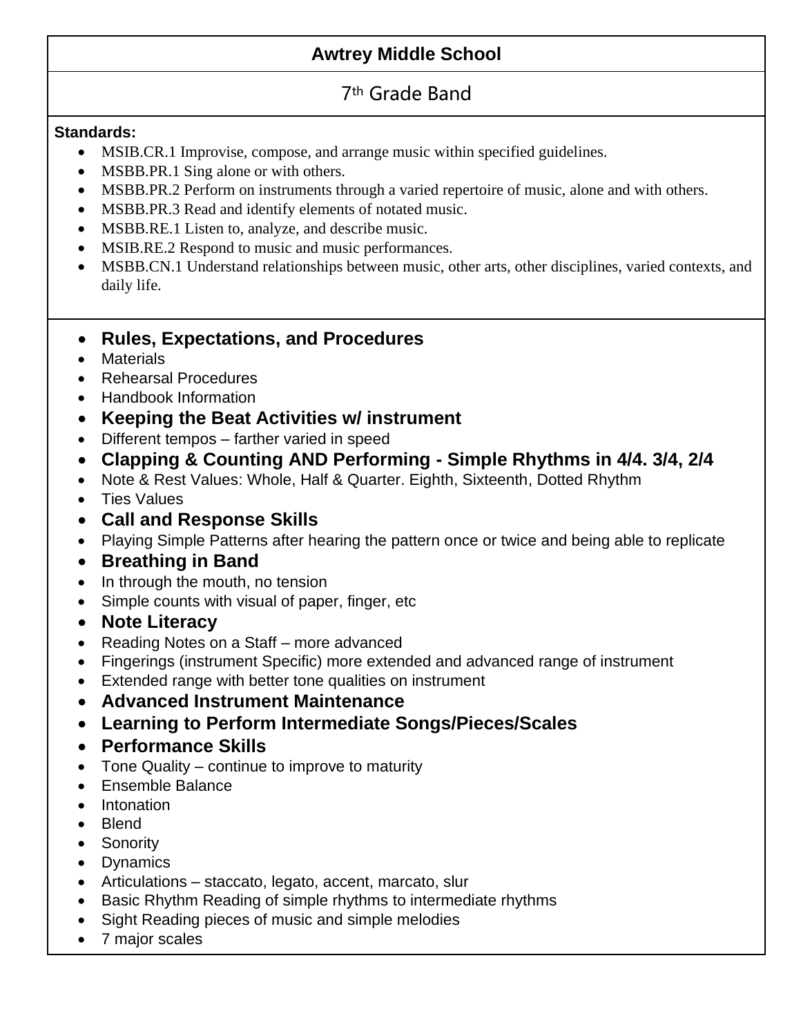# Awtrey Middle School

## 7th Grade Band

**Standards:**

- MSIB.CR.1 Improvise, compose, and arrange music within specified guidelines.
- MSBB.PR.1 Sing alone or with others.
- MSBB.PR.2 Perform on instruments through a varied repertoire of music, alone and with others.
- MSBB.PR.3 Read and identify elements of notated music.
- MSBB.RE.1 Listen to, analyze, and describe music.
- MSIB.RE.2 Respond to music and music performances.
- MSBB.CN.1 Understand relationships between music, other arts, other disciplines, varied contexts, and daily life.

- **Rules, Expectations, and Procedures**
- Materials
- Rehearsal Procedures
- Handbook Information
- **Keeping the Beat Activities w/ instrument**
- Different tempos – farther varied in speed
- **Clapping & Counting AND Performing - Simple Rhythms in 4/4. 3/4, 2/4**
- Note & Rest Values: Whole, Half & Quarter. Eighth, Sixteenth, Dotted Rhythm
- Ties Values
- **Call and Response Skills**
- Playing Simple Patterns after hearing the pattern once or twice and being able to replicate
- **Breathing in Band**
- In through the mouth, no tension
- Simple counts with visual of paper, finger, etc
- **Note Literacy**
- Reading Notes on a Staff – more advanced
- Fingerings (instrument Specific) more extended and advanced range of instrument
- Extended range with better tone qualities on instrument
- **Advanced Instrument Maintenance**
- **Learning to Perform Intermediate Songs/Pieces/Scales**
- **Performance Skills**
- Tone Quality – continue to improve to maturity
- Ensemble Balance
- Intonation
- Blend
- Sonority
- Dynamics
- Articulations – staccato, legato, accent, marcato, slur
- Basic Rhythm Reading of simple rhythms to intermediate rhythms
- Sight Reading pieces of music and simple melodies
- 7 major scales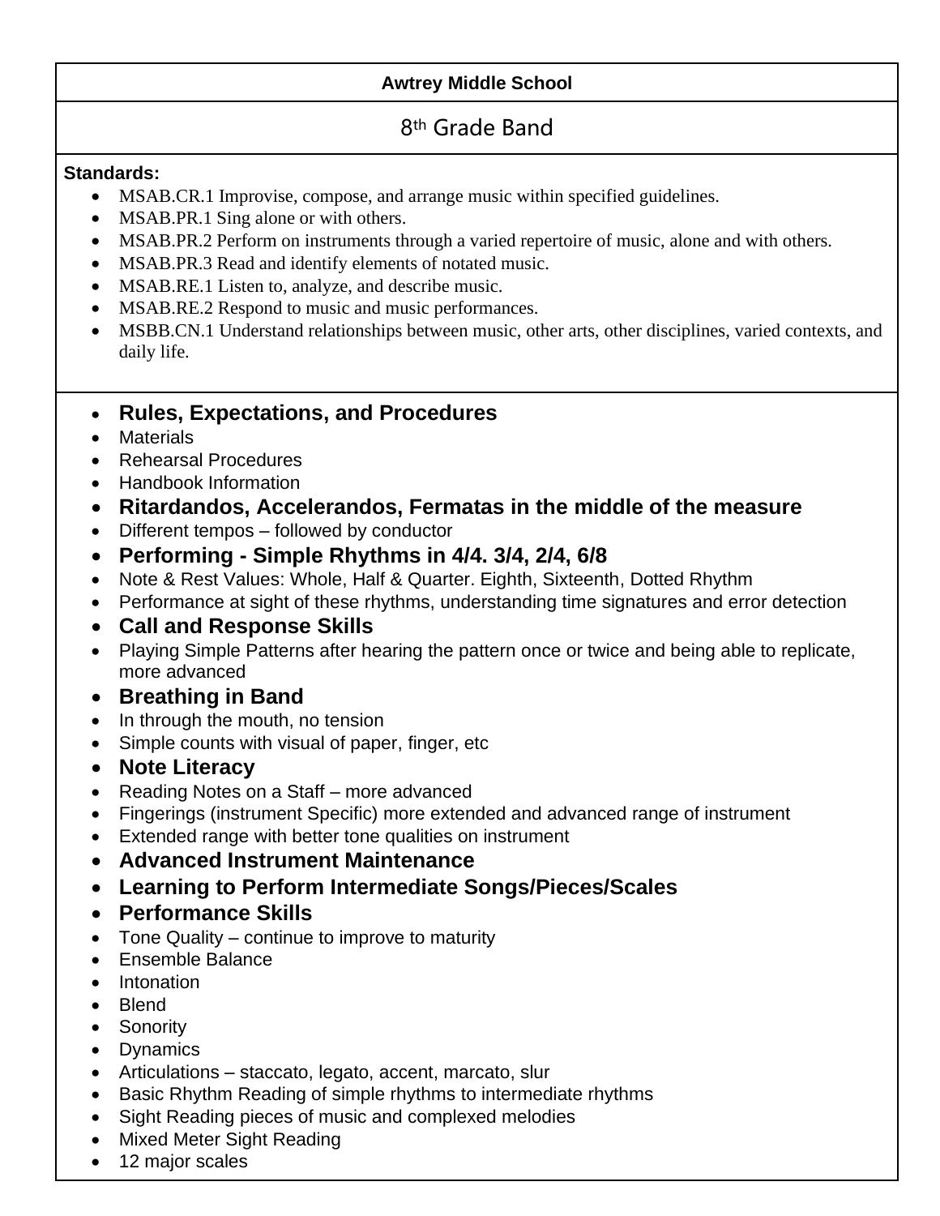**Awtrey Middle School**

## 8th Grade Band

**Standards:**

- MSAB.CR.1 Improvise, compose, and arrange music within specified guidelines.
- MSAB.PR.1 Sing alone or with others.
- MSAB.PR.2 Perform on instruments through a varied repertoire of music, alone and with others.
- MSAB.PR.3 Read and identify elements of notated music.
- MSAB.RE.1 Listen to, analyze, and describe music.
- MSAB.RE.2 Respond to music and music performances.
- MSBB.CN.1 Understand relationships between music, other arts, other disciplines, varied contexts, and daily life.

- **Rules, Expectations, and Procedures**
- Materials
- Rehearsal Procedures
- Handbook Information
- **Ritardandos, Accelerandos, Fermatas in the middle of the measure**
- Different tempos – followed by conductor
- **Performing - Simple Rhythms in 4/4. 3/4, 2/4, 6/8**
- Note & Rest Values: Whole, Half & Quarter. Eighth, Sixteenth, Dotted Rhythm
- Performance at sight of these rhythms, understanding time signatures and error detection
- **Call and Response Skills**
- Playing Simple Patterns after hearing the pattern once or twice and being able to replicate, more advanced
- **Breathing in Band**
- In through the mouth, no tension
- Simple counts with visual of paper, finger, etc
- **Note Literacy**
- Reading Notes on a Staff – more advanced
- Fingerings (instrument Specific) more extended and advanced range of instrument
- Extended range with better tone qualities on instrument
- **Advanced Instrument Maintenance**
- **Learning to Perform Intermediate Songs/Pieces/Scales**
- **Performance Skills**
- Tone Quality – continue to improve to maturity
- Ensemble Balance
- Intonation
- Blend
- Sonority
- Dynamics
- Articulations – staccato, legato, accent, marcato, slur
- Basic Rhythm Reading of simple rhythms to intermediate rhythms
- Sight Reading pieces of music and complexed melodies
- Mixed Meter Sight Reading
- 12 major scales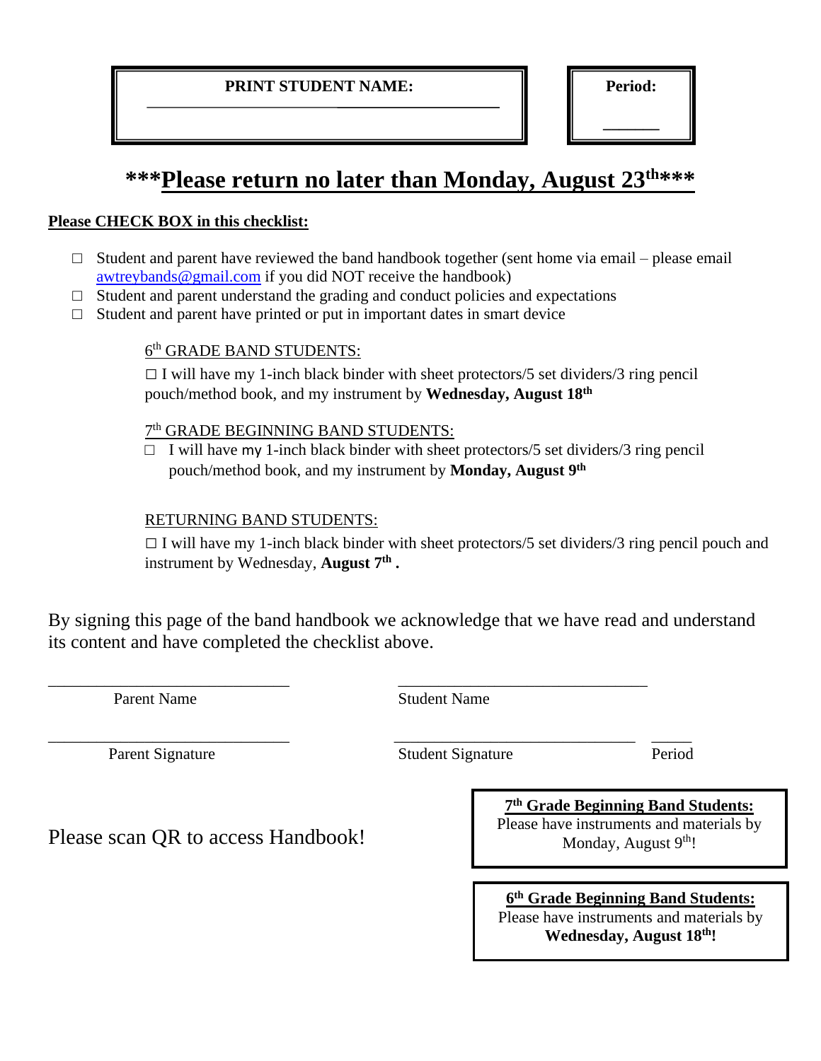**PRINT STUDENT NAME:** ______________________________

**Period:** _______

# ***Please return no later than Monday, August 23rd***

**Please CHECK BOX in this checklist:**

- □ Student and parent have reviewed the band handbook together (sent home via email – please email awtreybands@gmail.com if you did NOT receive the handbook)
- □ Student and parent understand the grading and conduct policies and expectations
- □ Student and parent have printed or put in important dates in smart device

6th GRADE BAND STUDENTS:

□ I will have my 1-inch black binder with sheet protectors/5 set dividers/3 ring pencil pouch/method book, and my instrument by **Wednesday, August 18th**

7th GRADE BEGINNING BAND STUDENTS:

□ I will have my 1-inch black binder with sheet protectors/5 set dividers/3 ring pencil pouch/method book, and my instrument by **Monday, August 9th**

RETURNING BAND STUDENTS:

□ I will have my 1-inch black binder with sheet protectors/5 set dividers/3 ring pencil pouch and instrument by Wednesday, **August 7th .**

By signing this page of the band handbook we acknowledge that we have read and understand its content and have completed the checklist above.

______________________________ ______________________________
Parent Name Student Name

______________________________ ______________________________ _____
Parent Signature Student Signature Period

Please scan QR to access Handbook!

**7th Grade Beginning Band Students:**
Please have instruments and materials by Monday, August 9th!

**6th Grade Beginning Band Students:**
Please have instruments and materials by **Wednesday, August 18th!**